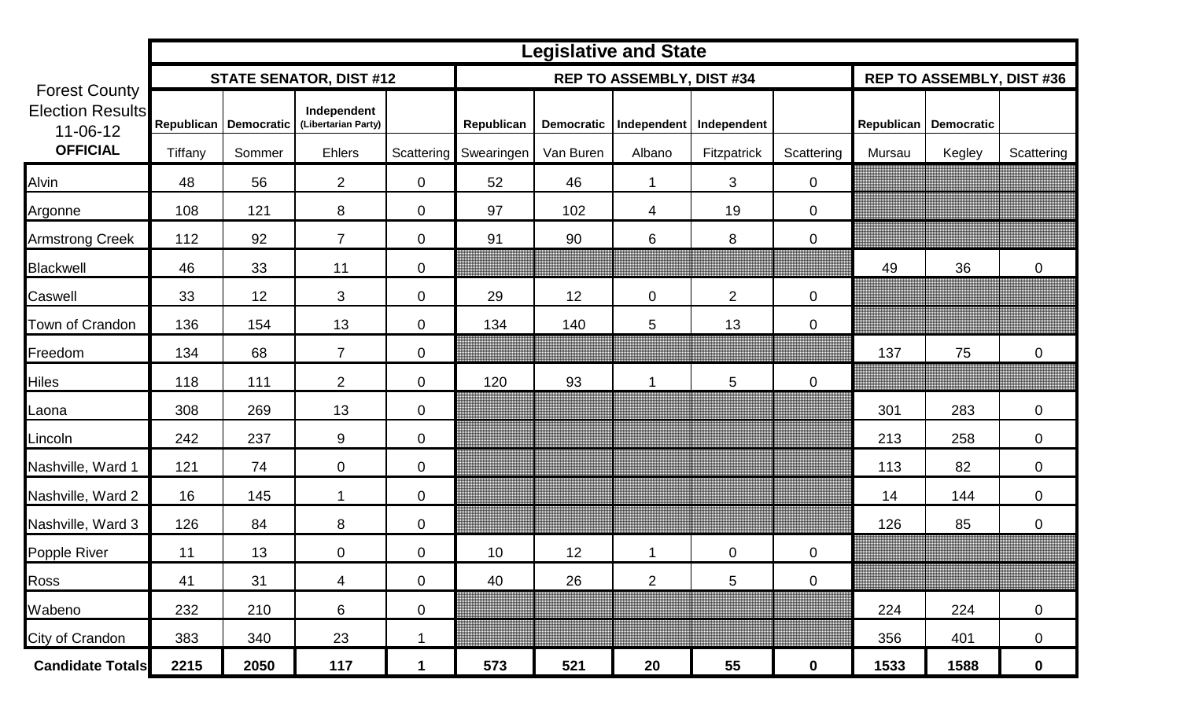| Forest County Election Results 11-06-12 **OFFICIAL** | Legislative and State | | | | | | | | | | | |
|---|---|---|---|---|---|---|---|---|---|---|---|---|
| | STATE SENATOR, DIST #12 | | | | REP TO ASSEMBLY, DIST #34 | | | | | REP TO ASSEMBLY, DIST #36 | | |
| | Republican | Democratic | Independent (Libertarian Party) | | Republican | Democratic | Independent | Independent | | Republican | Democratic | |
| | Tiffany | Sommer | Ehlers | Scattering | Swearingen | Van Buren | Albano | Fitzpatrick | Scattering | Mursau | Kegley | Scattering |
| Alvin | 48 | 56 | 2 | 0 | 52 | 46 | 1 | 3 | 0 | | | |
| Argonne | 108 | 121 | 8 | 0 | 97 | 102 | 4 | 19 | 0 | | | |
| Armstrong Creek | 112 | 92 | 7 | 0 | 91 | 90 | 6 | 8 | 0 | | | |
| Blackwell | 46 | 33 | 11 | 0 | | | | | | 49 | 36 | 0 |
| Caswell | 33 | 12 | 3 | 0 | 29 | 12 | 0 | 2 | 0 | | | |
| Town of Crandon | 136 | 154 | 13 | 0 | 134 | 140 | 5 | 13 | 0 | | | |
| Freedom | 134 | 68 | 7 | 0 | | | | | | 137 | 75 | 0 |
| Hiles | 118 | 111 | 2 | 0 | 120 | 93 | 1 | 5 | 0 | | | |
| Laona | 308 | 269 | 13 | 0 | | | | | | 301 | 283 | 0 |
| Lincoln | 242 | 237 | 9 | 0 | | | | | | 213 | 258 | 0 |
| Nashville, Ward 1 | 121 | 74 | 0 | 0 | | | | | | 113 | 82 | 0 |
| Nashville, Ward 2 | 16 | 145 | 1 | 0 | | | | | | 14 | 144 | 0 |
| Nashville, Ward 3 | 126 | 84 | 8 | 0 | | | | | | 126 | 85 | 0 |
| Popple River | 11 | 13 | 0 | 0 | 10 | 12 | 1 | 0 | 0 | | | |
| Ross | 41 | 31 | 4 | 0 | 40 | 26 | 2 | 5 | 0 | | | |
| Wabeno | 232 | 210 | 6 | 0 | | | | | | 224 | 224 | 0 |
| City of Crandon | 383 | 340 | 23 | 1 | | | | | | 356 | 401 | 0 |
| **Candidate Totals** | **2215** | **2050** | **117** | **1** | **573** | **521** | **20** | **55** | **0** | **1533** | **1588** | **0** |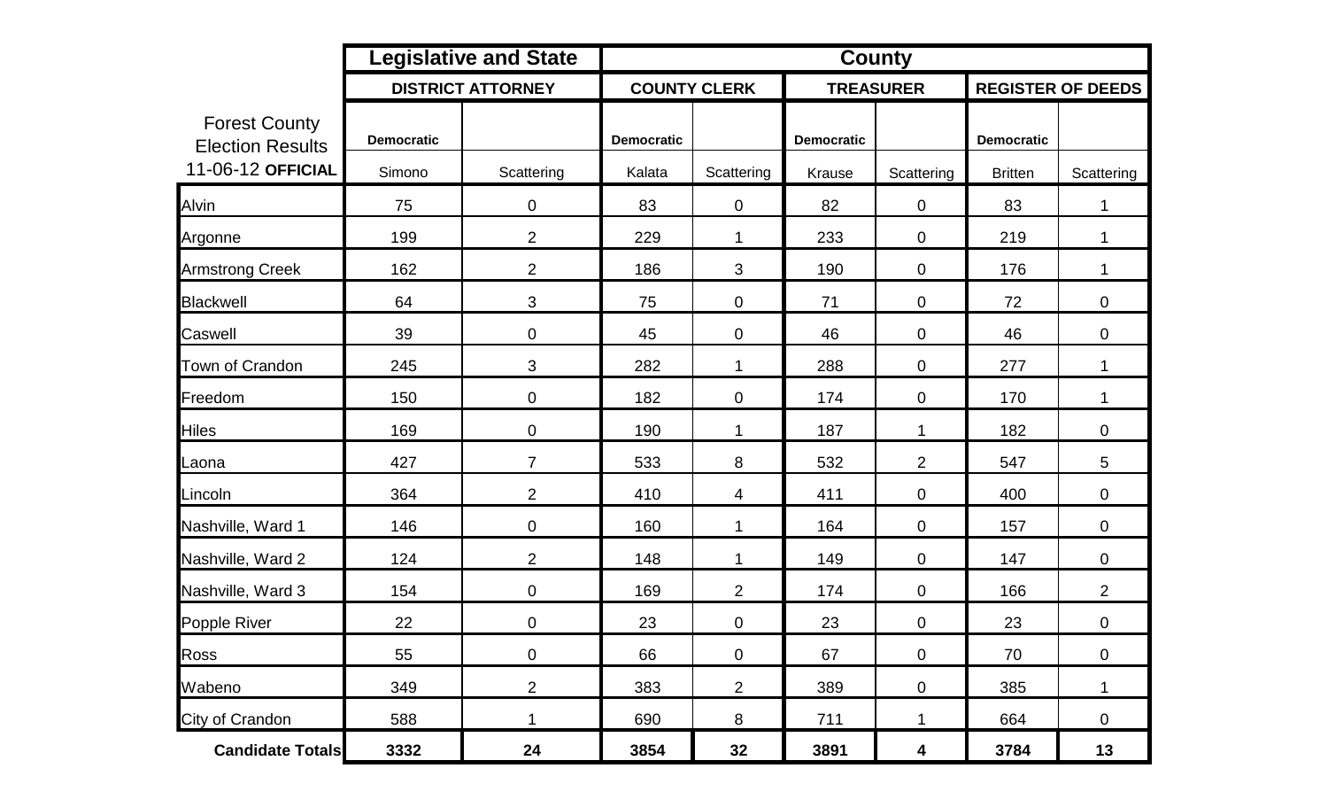| Forest County Election Results 11-06-12 **OFFICIAL** | Legislative and State | | County | | | | | |
|---|---|---|---|---|---|---|---|---|
| | DISTRICT ATTORNEY | | COUNTY CLERK | | TREASURER | | REGISTER OF DEEDS | |
| | Democratic | | Democratic | | Democratic | | Democratic | |
| | Simono | Scattering | Kalata | Scattering | Krause | Scattering | Britten | Scattering |
| Alvin | 75 | 0 | 83 | 0 | 82 | 0 | 83 | 1 |
| Argonne | 199 | 2 | 229 | 1 | 233 | 0 | 219 | 1 |
| Armstrong Creek | 162 | 2 | 186 | 3 | 190 | 0 | 176 | 1 |
| Blackwell | 64 | 3 | 75 | 0 | 71 | 0 | 72 | 0 |
| Caswell | 39 | 0 | 45 | 0 | 46 | 0 | 46 | 0 |
| Town of Crandon | 245 | 3 | 282 | 1 | 288 | 0 | 277 | 1 |
| Freedom | 150 | 0 | 182 | 0 | 174 | 0 | 170 | 1 |
| Hiles | 169 | 0 | 190 | 1 | 187 | 1 | 182 | 0 |
| Laona | 427 | 7 | 533 | 8 | 532 | 2 | 547 | 5 |
| Lincoln | 364 | 2 | 410 | 4 | 411 | 0 | 400 | 0 |
| Nashville, Ward 1 | 146 | 0 | 160 | 1 | 164 | 0 | 157 | 0 |
| Nashville, Ward 2 | 124 | 2 | 148 | 1 | 149 | 0 | 147 | 0 |
| Nashville, Ward 3 | 154 | 0 | 169 | 2 | 174 | 0 | 166 | 2 |
| Popple River | 22 | 0 | 23 | 0 | 23 | 0 | 23 | 0 |
| Ross | 55 | 0 | 66 | 0 | 67 | 0 | 70 | 0 |
| Wabeno | 349 | 2 | 383 | 2 | 389 | 0 | 385 | 1 |
| City of Crandon | 588 | 1 | 690 | 8 | 711 | 1 | 664 | 0 |
| **Candidate Totals** | **3332** | **24** | **3854** | **32** | **3891** | **4** | **3784** | **13** |